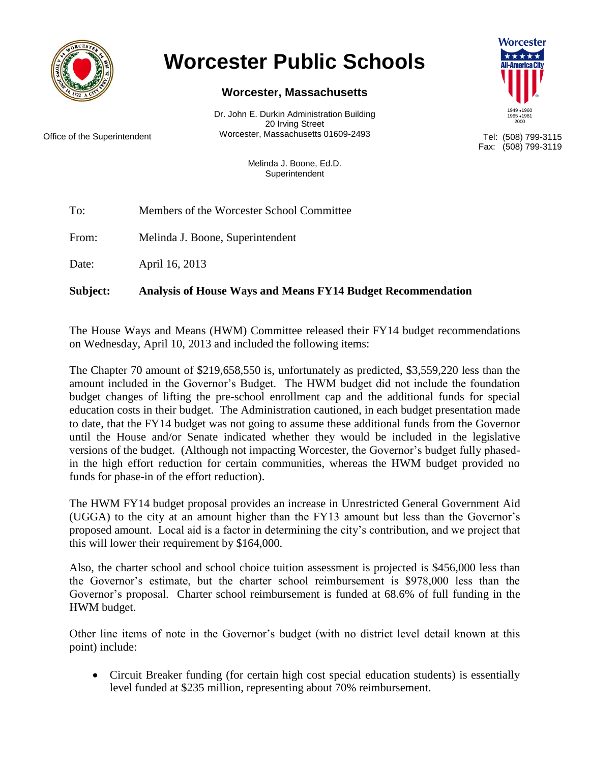# Worcester Public Schools

## Worcester, Massachusetts

Dr. John E. Durkin Administration Building
20 Irving Street
Worcester, Massachusetts 01609-2493

Office of the Superintendent

Tel: (508) 799-3115
Fax: (508) 799-3119

Melinda J. Boone, Ed.D.
Superintendent

To: Members of the Worcester School Committee

From: Melinda J. Boone, Superintendent

Date: April 16, 2013

**Subject: Analysis of House Ways and Means FY14 Budget Recommendation**

The House Ways and Means (HWM) Committee released their FY14 budget recommendations on Wednesday, April 10, 2013 and included the following items:

The Chapter 70 amount of $219,658,550 is, unfortunately as predicted, $3,559,220 less than the amount included in the Governor's Budget. The HWM budget did not include the foundation budget changes of lifting the pre-school enrollment cap and the additional funds for special education costs in their budget. The Administration cautioned, in each budget presentation made to date, that the FY14 budget was not going to assume these additional funds from the Governor until the House and/or Senate indicated whether they would be included in the legislative versions of the budget. (Although not impacting Worcester, the Governor's budget fully phased-in the high effort reduction for certain communities, whereas the HWM budget provided no funds for phase-in of the effort reduction).

The HWM FY14 budget proposal provides an increase in Unrestricted General Government Aid (UGGA) to the city at an amount higher than the FY13 amount but less than the Governor's proposed amount. Local aid is a factor in determining the city's contribution, and we project that this will lower their requirement by $164,000.

Also, the charter school and school choice tuition assessment is projected is $456,000 less than the Governor's estimate, but the charter school reimbursement is $978,000 less than the Governor's proposal. Charter school reimbursement is funded at 68.6% of full funding in the HWM budget.

Other line items of note in the Governor's budget (with no district level detail known at this point) include:

- Circuit Breaker funding (for certain high cost special education students) is essentially level funded at $235 million, representing about 70% reimbursement.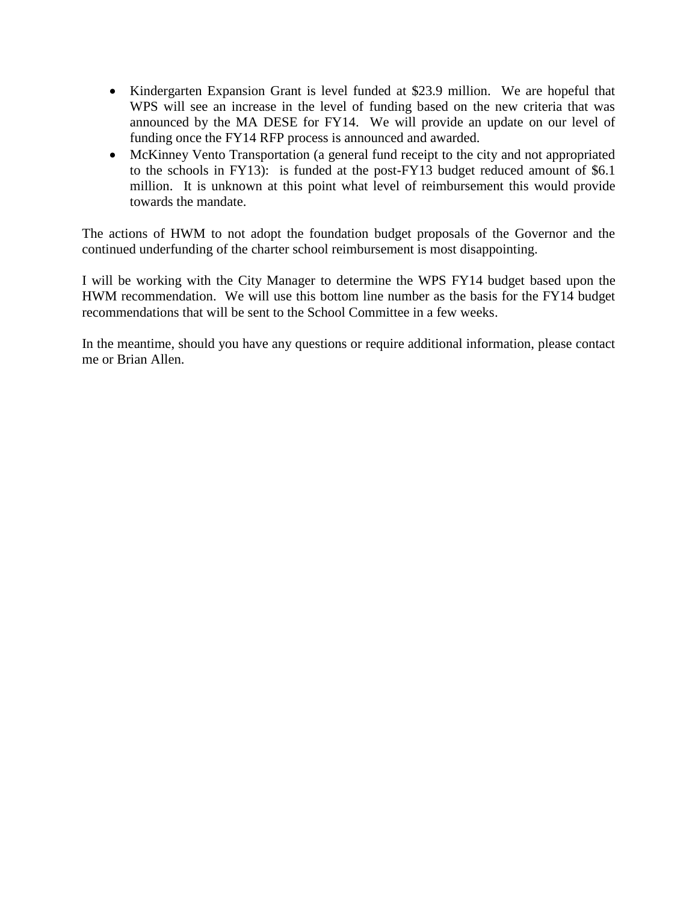- Kindergarten Expansion Grant is level funded at $23.9 million. We are hopeful that WPS will see an increase in the level of funding based on the new criteria that was announced by the MA DESE for FY14. We will provide an update on our level of funding once the FY14 RFP process is announced and awarded.
- McKinney Vento Transportation (a general fund receipt to the city and not appropriated to the schools in FY13): is funded at the post-FY13 budget reduced amount of $6.1 million. It is unknown at this point what level of reimbursement this would provide towards the mandate.

The actions of HWM to not adopt the foundation budget proposals of the Governor and the continued underfunding of the charter school reimbursement is most disappointing.

I will be working with the City Manager to determine the WPS FY14 budget based upon the HWM recommendation. We will use this bottom line number as the basis for the FY14 budget recommendations that will be sent to the School Committee in a few weeks.

In the meantime, should you have any questions or require additional information, please contact me or Brian Allen.